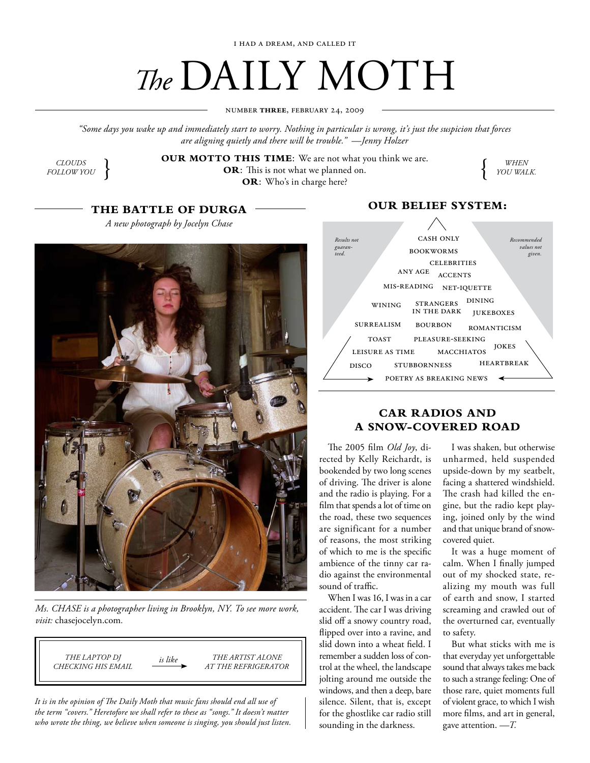I HAD A DREAM, AND CALLED IT

# *The* DAILY MOTH

NUMBER **THREE**, FEBRUARY 24, 2009

*"Some days you wake up and immediately start to worry. Nothing in particular is wrong, it's just the suspicion that forces are aligning quietly and there will be trouble." —Jenny Holzer*

*CLOUDS FOLLOW YOU* }

**OUR MOTTO THIS TIME**: We are not what you think we are.
**OR**: This is not what we planned on.
**OR**: Who's in charge here?

{ *WHEN YOU WALK.*

## THE BATTLE OF DURGA

*A new photograph by Jocelyn Chase*

*Ms. CHASE is a photographer living in Brooklyn, NY. To see more work, visit:* chasejocelyn.com.

*THE LAPTOP DJ CHECKING HIS EMAIL* *is like* → *THE ARTIST ALONE AT THE REFRIGERATOR*

*It is in the opinion of The Daily Moth that music fans should end all use of the term "covers." Heretofore we shall refer to these as "songs." It doesn't matter who wrote the thing, we believe when someone is singing, you should just listen.*

## OUR BELIEF SYSTEM:

*Results not guaranteed.*

*Recommended values not given.*

CASH ONLY
BOOKWORMS
CELEBRITIES
ANY AGE
ACCENTS
MIS-READING
NET-IQUETTE
WINING
STRANGERS IN THE DARK
DINING
JUKEBOXES
SURREALISM
BOURBON
ROMANTICISM
TOAST
PLEASURE-SEEKING
JOKES
LEISURE AS TIME
MACCHIATOS
DISCO
STUBBORNNESS
HEARTBREAK
POETRY AS BREAKING NEWS

## CAR RADIOS AND A SNOW-COVERED ROAD

The 2005 film *Old Joy*, directed by Kelly Reichardt, is bookended by two long scenes of driving. The driver is alone and the radio is playing. For a film that spends a lot of time on the road, these two sequences are significant for a number of reasons, the most striking of which to me is the specific ambience of the tinny car radio against the environmental sound of traffic.

When I was 16, I was in a car accident. The car I was driving slid off a snowy country road, flipped over into a ravine, and slid down into a wheat field. I remember a sudden loss of control at the wheel, the landscape jolting around me outside the windows, and then a deep, bare silence. Silent, that is, except for the ghostlike car radio still sounding in the darkness.

I was shaken, but otherwise unharmed, held suspended upside-down by my seatbelt, facing a shattered windshield. The crash had killed the engine, but the radio kept playing, joined only by the wind and that unique brand of snow-covered quiet.

It was a huge moment of calm. When I finally jumped out of my shocked state, realizing my mouth was full of earth and snow, I started screaming and crawled out of the overturned car, eventually to safety.

But what sticks with me is that everyday yet unforgettable sound that always takes me back to such a strange feeling: One of those rare, quiet moments full of violent grace, to which I wish more films, and art in general, gave attention. —*T.*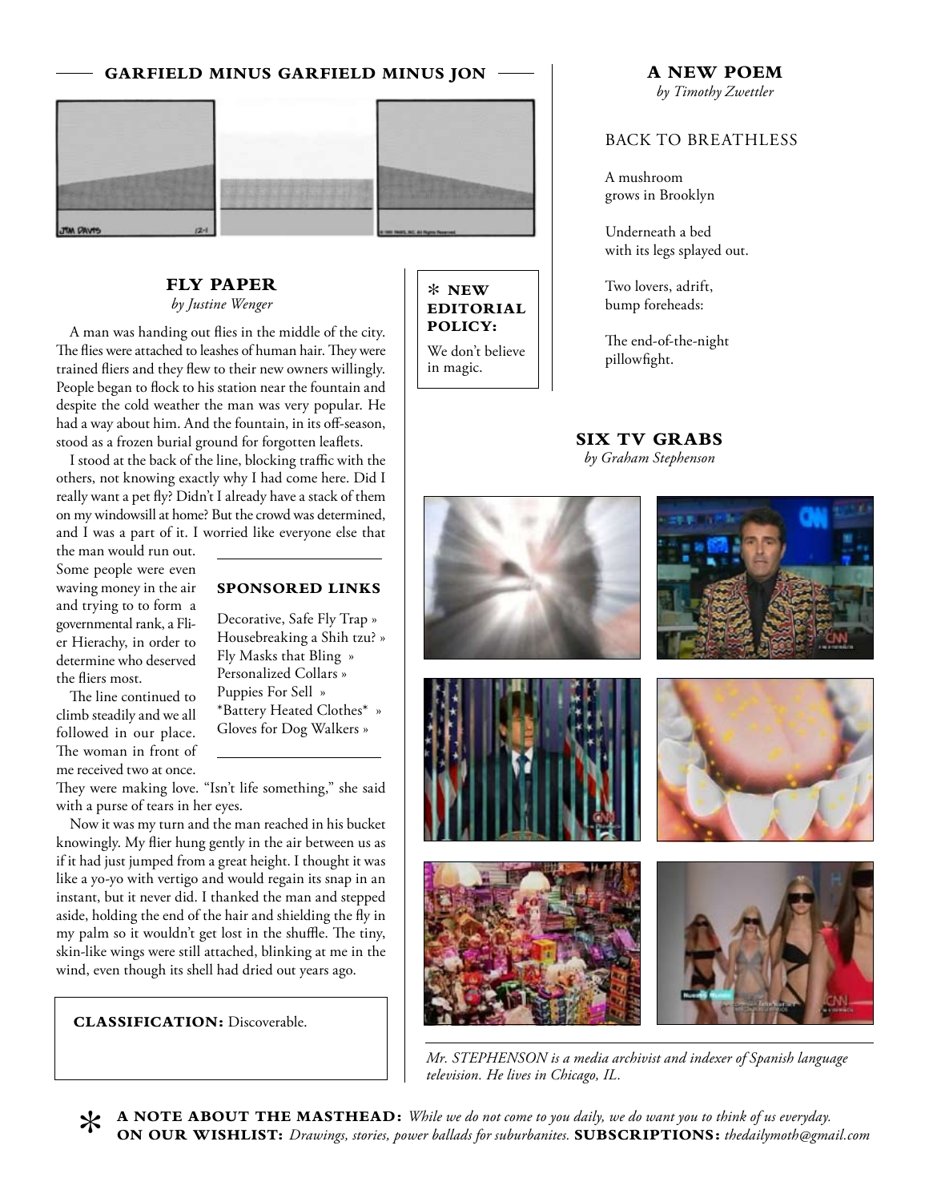## GARFIELD MINUS GARFIELD MINUS JON

JIM DAVIS 12-1

© 1999 PAWS, INC. All Rights Reserved.

## FLY PAPER

*by Justine Wenger*

A man was handing out flies in the middle of the city. The flies were attached to leashes of human hair. They were trained fliers and they flew to their new owners willingly. People began to flock to his station near the fountain and despite the cold weather the man was very popular. He had a way about him. And the fountain, in its off-season, stood as a frozen burial ground for forgotten leaflets.

I stood at the back of the line, blocking traffic with the others, not knowing exactly why I had come here. Did I really want a pet fly? Didn't I already have a stack of them on my windowsill at home? But the crowd was determined, and I was a part of it. I worried like everyone else that the man would run out. Some people were even waving money in the air and trying to to form a governmental rank, a Flier Hierachy, in order to determine who deserved the fliers most.

The line continued to climb steadily and we all followed in our place. The woman in front of me received two at once. They were making love. "Isn't life something," she said with a purse of tears in her eyes.

Now it was my turn and the man reached in his bucket knowingly. My flier hung gently in the air between us as if it had just jumped from a great height. I thought it was like a yo-yo with vertigo and would regain its snap in an instant, but it never did. I thanked the man and stepped aside, holding the end of the hair and shielding the fly in my palm so it wouldn't get lost in the shuffle. The tiny, skin-like wings were still attached, blinking at me in the wind, even though its shell had dried out years ago.

### SPONSORED LINKS

Decorative, Safe Fly Trap »
Housebreaking a Shih tzu? »
Fly Masks that Bling »
Personalized Collars »
Puppies For Sell »
*Battery Heated Clothes* »
Gloves for Dog Walkers »

**CLASSIFICATION:** Discoverable.

**✻ NEW EDITORIAL POLICY:**

We don't believe in magic.

## A NEW POEM

*by Timothy Zwettler*

BACK TO BREATHLESS

A mushroom
grows in Brooklyn

Underneath a bed
with its legs splayed out.

Two lovers, adrift,
bump foreheads:

The end-of-the-night
pillowfight.

## SIX TV GRABS

*by Graham Stephenson*

*Mr. STEPHENSON is a media archivist and indexer of Spanish language television. He lives in Chicago, IL.*

✻ **A NOTE ABOUT THE MASTHEAD:** *While we do not come to you daily, we do want you to think of us everyday.*
**ON OUR WISHLIST:** *Drawings, stories, power ballads for suburbanites.* **SUBSCRIPTIONS:** *thedailymoth@gmail.com*